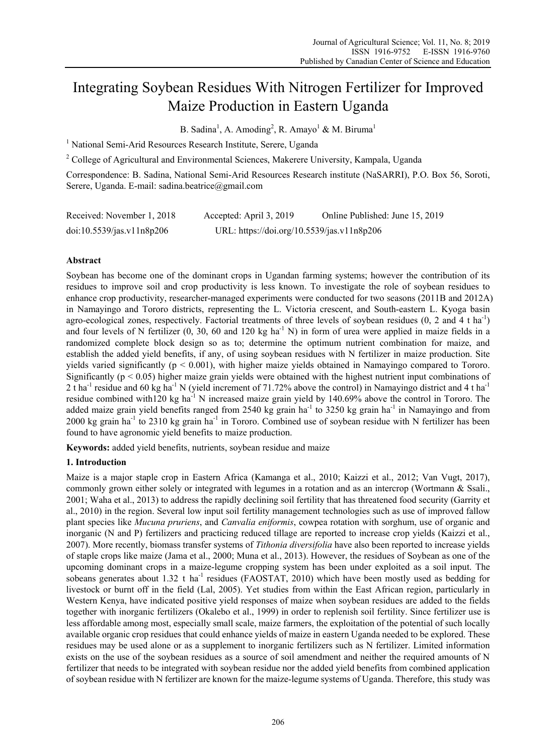# Integrating Soybean Residues With Nitrogen Fertilizer for Improved Maize Production in Eastern Uganda

B. Sadina[1], A. Amoding[2], R. Amayo[1] & M. Biruma[1]

[1] National Semi-Arid Resources Research Institute, Serere, Uganda

[2] College of Agricultural and Environmental Sciences, Makerere University, Kampala, Uganda

Correspondence: B. Sadina, National Semi-Arid Resources Research institute (NaSARRI), P.O. Box 56, Soroti, Serere, Uganda. E-mail: sadina.beatrice@gmail.com

Received: November 1, 2018 Accepted: April 3, 2019 Online Published: June 15, 2019

doi:10.5539/jas.v11n8p206 URL: https://doi.org/10.5539/jas.v11n8p206

## Abstract

Soybean has become one of the dominant crops in Ugandan farming systems; however the contribution of its residues to improve soil and crop productivity is less known. To investigate the role of soybean residues to enhance crop productivity, researcher-managed experiments were conducted for two seasons (2011B and 2012A) in Namayingo and Tororo districts, representing the L. Victoria crescent, and South-eastern L. Kyoga basin agro-ecological zones, respectively. Factorial treatments of three levels of soybean residues (0, 2 and 4 t $ha^{-1}$) and four levels of N fertilizer (0, 30, 60 and 120 kg $ha^{-1}$ N) in form of urea were applied in maize fields in a randomized complete block design so as to; determine the optimum nutrient combination for maize, and establish the added yield benefits, if any, of using soybean residues with N fertilizer in maize production. Site yields varied significantly ($p < 0.001$), with higher maize yields obtained in Namayingo compared to Tororo. Significantly ($p < 0.05$) higher maize grain yields were obtained with the highest nutrient input combinations of 2 t $ha^{-1}$ residue and 60 kg $ha^{-1}$ N (yield increment of 71.72% above the control) in Namayingo district and 4 t $ha^{-1}$ residue combined with120 kg $ha^{-1}$ N increased maize grain yield by 140.69% above the control in Tororo. The added maize grain yield benefits ranged from 2540 kg grain $ha^{-1}$ to 3250 kg grain $ha^{-1}$ in Namayingo and from 2000 kg grain $ha^{-1}$ to 2310 kg grain $ha^{-1}$ in Tororo. Combined use of soybean residue with N fertilizer has been found to have agronomic yield benefits to maize production.

**Keywords:** added yield benefits, nutrients, soybean residue and maize

## 1. Introduction

Maize is a major staple crop in Eastern Africa (Kamanga et al., 2010; Kaizzi et al., 2012; Van Vugt, 2017), commonly grown either solely or integrated with legumes in a rotation and as an intercrop (Wortmann & Ssali., 2001; Waha et al., 2013) to address the rapidly declining soil fertility that has threatened food security (Garrity et al., 2010) in the region. Several low input soil fertility management technologies such as use of improved fallow plant species like *Mucuna pruriens*, and *Canvalia eniformis*, cowpea rotation with sorghum, use of organic and inorganic (N and P) fertilizers and practicing reduced tillage are reported to increase crop yields (Kaizzi et al., 2007). More recently, biomass transfer systems of *Tithonia diversifolia* have also been reported to increase yields of staple crops like maize (Jama et al., 2000; Muna et al., 2013). However, the residues of Soybean as one of the upcoming dominant crops in a maize-legume cropping system has been under exploited as a soil input. The sobeans generates about 1.32 t $ha^{-1}$ residues (FAOSTAT, 2010) which have been mostly used as bedding for livestock or burnt off in the field (Lal, 2005). Yet studies from within the East African region, particularly in Western Kenya, have indicated positive yield responses of maize when soybean residues are added to the fields together with inorganic fertilizers (Okalebo et al., 1999) in order to replenish soil fertility. Since fertilizer use is less affordable among most, especially small scale, maize farmers, the exploitation of the potential of such locally available organic crop residues that could enhance yields of maize in eastern Uganda needed to be explored. These residues may be used alone or as a supplement to inorganic fertilizers such as N fertilizer. Limited information exists on the use of the soybean residues as a source of soil amendment and neither the required amounts of N fertilizer that needs to be integrated with soybean residue nor the added yield benefits from combined application of soybean residue with N fertilizer are known for the maize-legume systems of Uganda. Therefore, this study was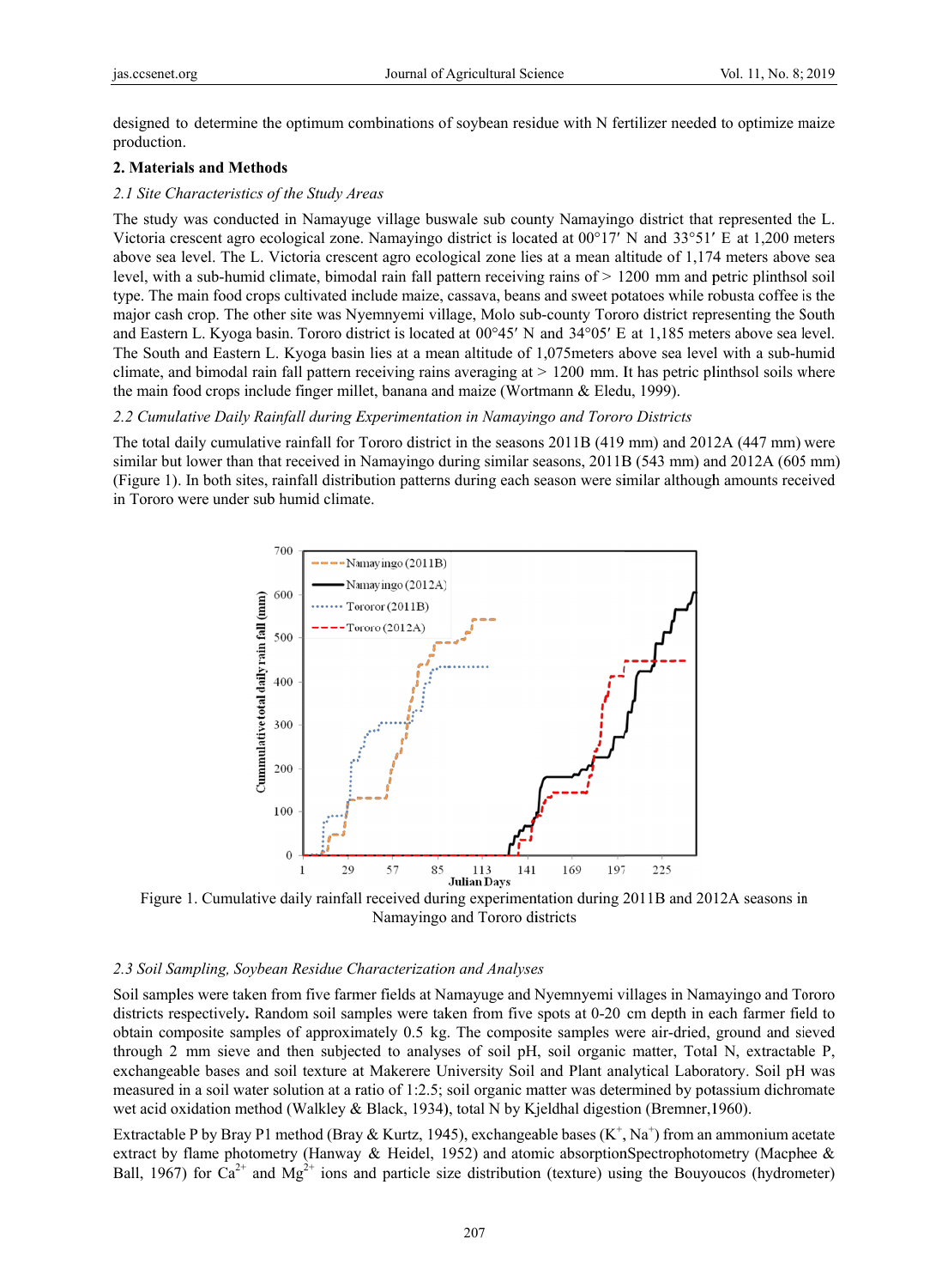designed to determine the optimum combinations of soybean residue with N fertilizer needed to optimize maize production.

## 2. Materials and Methods

### *2.1 Site Characteristics of the Study Areas*

The study was conducted in Namayuge village buswale sub county Namayingo district that represented the L. Victoria crescent agro ecological zone. Namayingo district is located at 00°17′ N and 33°51′ E at 1,200 meters above sea level. The L. Victoria crescent agro ecological zone lies at a mean altitude of 1,174 meters above sea level, with a sub-humid climate, bimodal rain fall pattern receiving rains of > 1200 mm and petric plinthsol soil type. The main food crops cultivated include maize, cassava, beans and sweet potatoes while robusta coffee is the major cash crop. The other site was Nyemnyemi village, Molo sub-county Tororo district representing the South and Eastern L. Kyoga basin. Tororo district is located at 00°45′ N and 34°05′ E at 1,185 meters above sea level. The South and Eastern L. Kyoga basin lies at a mean altitude of 1,075meters above sea level with a sub-humid climate, and bimodal rain fall pattern receiving rains averaging at > 1200 mm. It has petric plinthsol soils where the main food crops include finger millet, banana and maize (Wortmann & Eledu, 1999).

### *2.2 Cumulative Daily Rainfall during Experimentation in Namayingo and Tororo Districts*

The total daily cumulative rainfall for Tororo district in the seasons 2011B (419 mm) and 2012A (447 mm) were similar but lower than that received in Namayingo during similar seasons, 2011B (543 mm) and 2012A (605 mm) (Figure 1). In both sites, rainfall distribution patterns during each season were similar although amounts received in Tororo were under sub humid climate.

Figure 1. Cumulative daily rainfall received during experimentation during 2011B and 2012A seasons in Namayingo and Tororo districts

### *2.3 Soil Sampling, Soybean Residue Characterization and Analyses*

Soil samples were taken from five farmer fields at Namayuge and Nyemnyemi villages in Namayingo and Tororo districts respectively**.** Random soil samples were taken from five spots at 0-20 cm depth in each farmer field to obtain composite samples of approximately 0.5 kg. The composite samples were air-dried, ground and sieved through 2 mm sieve and then subjected to analyses of soil pH, soil organic matter, Total N, extractable P, exchangeable bases and soil texture at Makerere University Soil and Plant analytical Laboratory. Soil pH was measured in a soil water solution at a ratio of 1:2.5; soil organic matter was determined by potassium dichromate wet acid oxidation method (Walkley & Black, 1934), total N by Kjeldhal digestion (Bremner,1960).

Extractable P by Bray P1 method (Bray & Kurtz, 1945), exchangeable bases ($K^+$, $Na^+$) from an ammonium acetate extract by flame photometry (Hanway & Heidel, 1952) and atomic absorptionSpectrophotometry (Macphee & Ball, 1967) for $Ca^{2+}$ and $Mg^{2+}$ ions and particle size distribution (texture) using the Bouyoucos (hydrometer)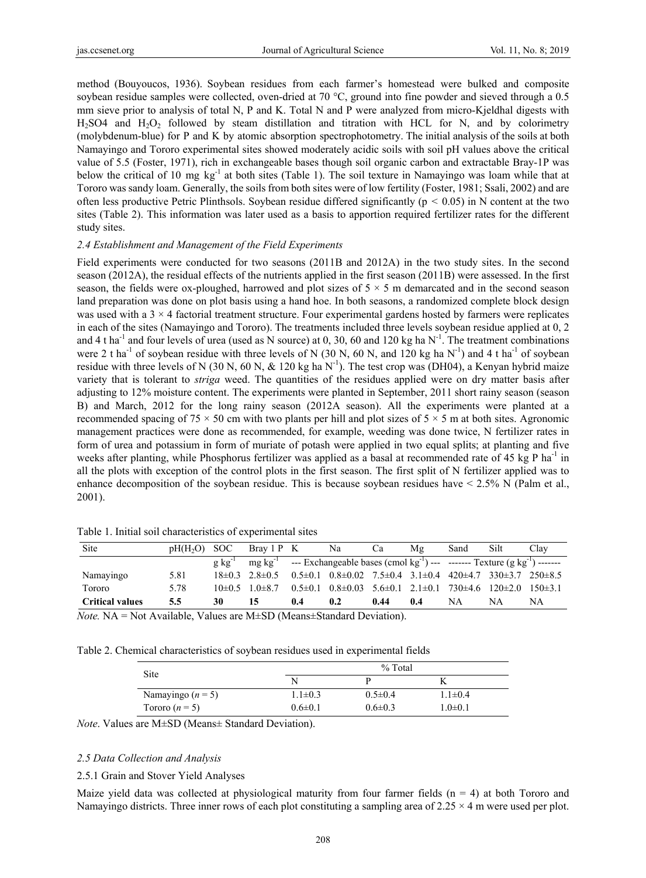method (Bouyoucos, 1936). Soybean residues from each farmer's homestead were bulked and composite soybean residue samples were collected, oven-dried at 70 °C, ground into fine powder and sieved through a 0.5 mm sieve prior to analysis of total N, P and K. Total N and P were analyzed from micro-Kjeldhal digests with $H_2SO4$ and $H_2O_2$ followed by steam distillation and titration with HCL for N, and by colorimetry (molybdenum-blue) for P and K by atomic absorption spectrophotometry. The initial analysis of the soils at both Namayingo and Tororo experimental sites showed moderately acidic soils with soil pH values above the critical value of 5.5 (Foster, 1971), rich in exchangeable bases though soil organic carbon and extractable Bray-1P was below the critical of 10 mg $kg^{-1}$ at both sites (Table 1). The soil texture in Namayingo was loam while that at Tororo was sandy loam. Generally, the soils from both sites were of low fertility (Foster, 1981; Ssali, 2002) and are often less productive Petric Plinthsols. Soybean residue differed significantly ($p < 0.05$) in N content at the two sites (Table 2). This information was later used as a basis to apportion required fertilizer rates for the different study sites.

### 2.4 Establishment and Management of the Field Experiments

Field experiments were conducted for two seasons (2011B and 2012A) in the two study sites. In the second season (2012A), the residual effects of the nutrients applied in the first season (2011B) were assessed. In the first season, the fields were ox-ploughed, harrowed and plot sizes of 5 × 5 m demarcated and in the second season land preparation was done on plot basis using a hand hoe. In both seasons, a randomized complete block design was used with a 3 × 4 factorial treatment structure. Four experimental gardens hosted by farmers were replicates in each of the sites (Namayingo and Tororo). The treatments included three levels soybean residue applied at 0, 2 and 4 t $ha^{-1}$ and four levels of urea (used as N source) at 0, 30, 60 and 120 kg ha $N^{-1}$. The treatment combinations were 2 t $ha^{-1}$ of soybean residue with three levels of N (30 N, 60 N, and 120 kg ha $N^{-1}$) and 4 t $ha^{-1}$ of soybean residue with three levels of N (30 N, 60 N, & 120 kg ha $N^{-1}$). The test crop was (DH04), a Kenyan hybrid maize variety that is tolerant to *striga* weed. The quantities of the residues applied were on dry matter basis after adjusting to 12% moisture content. The experiments were planted in September, 2011 short rainy season (season B) and March, 2012 for the long rainy season (2012A season). All the experiments were planted at a recommended spacing of 75 × 50 cm with two plants per hill and plot sizes of 5 × 5 m at both sites. Agronomic management practices were done as recommended, for example, weeding was done twice, N fertilizer rates in form of urea and potassium in form of muriate of potash were applied in two equal splits; at planting and five weeks after planting, while Phosphorus fertilizer was applied as a basal at recommended rate of 45 kg P $ha^{-1}$ in all the plots with exception of the control plots in the first season. The first split of N fertilizer applied was to enhance decomposition of the soybean residue. This is because soybean residues have < 2.5% N (Palm et al., 2001).

Table 1. Initial soil characteristics of experimental sites

| Site | pH($H_2O$) | SOC | Bray 1 P | K | Na | Ca | Mg | Sand | Silt | Clay |
|---|---|---|---|---|---|---|---|---|---|---|
| | | g $kg^{-1}$ | mg $kg^{-1}$ | --- Exchangeable bases (cmol $kg^{-1}$) --- | | | | ------- Texture (g $kg^{-1}$) ------- | | |
| Namayingo | 5.81 | 18±0.3 | 2.8±0.5 | 0.5±0.1 | 0.8±0.02 | 7.5±0.4 | 3.1±0.4 | 420±4.7 | 330±3.7 | 250±8.5 |
| Tororo | 5.78 | 10±0.5 | 1.0±8.7 | 0.5±0.1 | 0.8±0.03 | 5.6±0.1 | 2.1±0.1 | 730±4.6 | 120±2.0 | 150±3.1 |
| **Critical values** | **5.5** | **30** | **15** | **0.4** | **0.2** | **0.44** | **0.4** | NA | NA | NA |

*Note.* NA = Not Available, Values are M±SD (Means±Standard Deviation).

Table 2. Chemical characteristics of soybean residues used in experimental fields

| Site | % Total | | |
|---|---|---|---|
| | N | P | K |
| Namayingo ($n = 5$) | 1.1±0.3 | 0.5±0.4 | 1.1±0.4 |
| Tororo ($n = 5$) | 0.6±0.1 | 0.6±0.3 | 1.0±0.1 |

*Note*. Values are M±SD (Means± Standard Deviation).

### 2.5 Data Collection and Analysis

#### 2.5.1 Grain and Stover Yield Analyses

Maize yield data was collected at physiological maturity from four farmer fields ($n = 4$) at both Tororo and Namayingo districts. Three inner rows of each plot constituting a sampling area of 2.25 × 4 m were used per plot.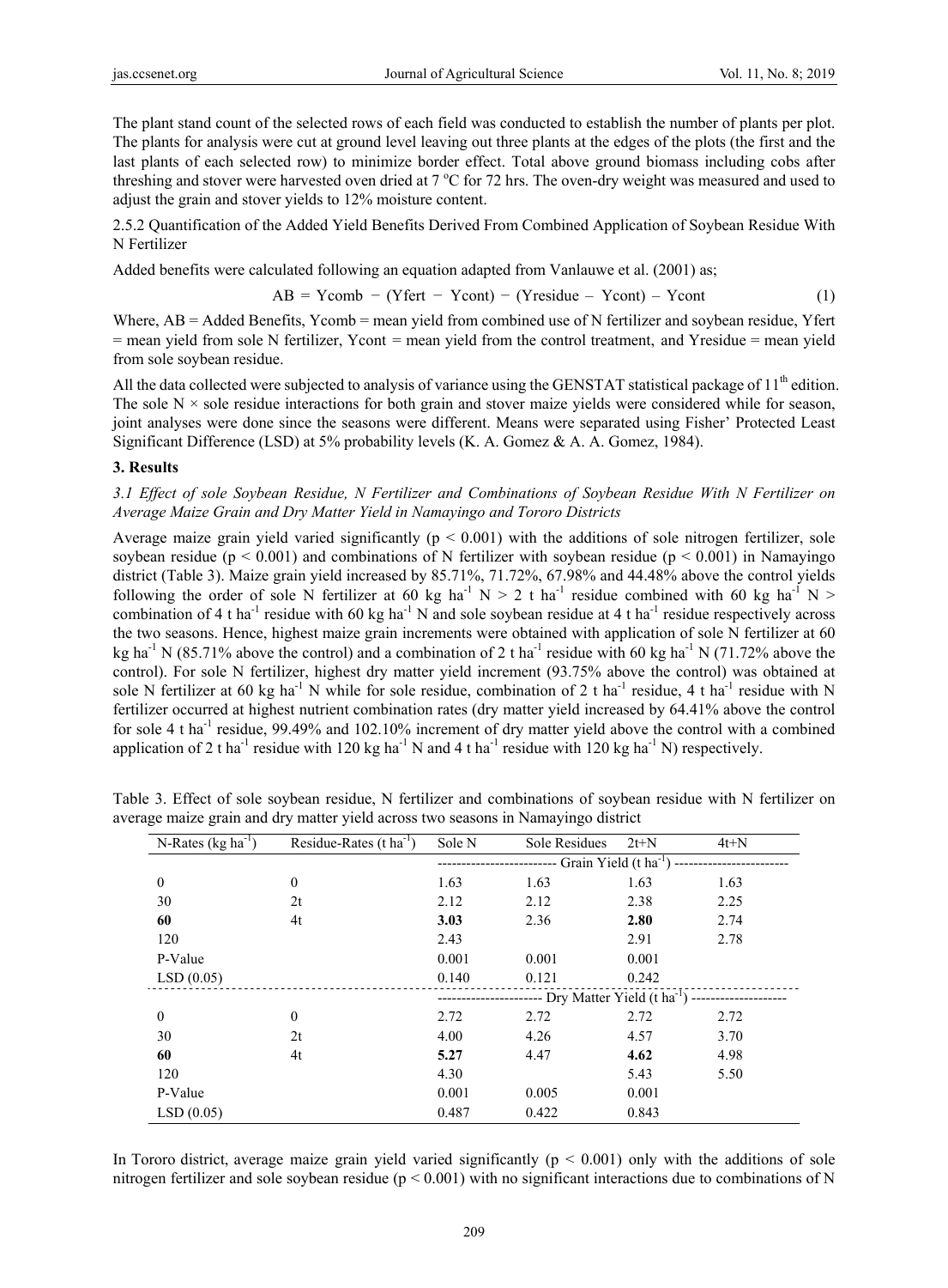The plant stand count of the selected rows of each field was conducted to establish the number of plants per plot. The plants for analysis were cut at ground level leaving out three plants at the edges of the plots (the first and the last plants of each selected row) to minimize border effect. Total above ground biomass including cobs after threshing and stover were harvested oven dried at 7 °C for 72 hrs. The oven-dry weight was measured and used to adjust the grain and stover yields to 12% moisture content.

2.5.2 Quantification of the Added Yield Benefits Derived From Combined Application of Soybean Residue With N Fertilizer

Added benefits were calculated following an equation adapted from Vanlauwe et al. (2001) as;

$$AB = Ycomb - (Yfert - Ycont) - (Yresidue - Ycont) - Ycont \quad (1)$$

Where, AB = Added Benefits, Ycomb = mean yield from combined use of N fertilizer and soybean residue, Yfert = mean yield from sole N fertilizer, Ycont = mean yield from the control treatment, and Yresidue = mean yield from sole soybean residue.

All the data collected were subjected to analysis of variance using the GENSTAT statistical package of 11th edition. The sole N × sole residue interactions for both grain and stover maize yields were considered while for season, joint analyses were done since the seasons were different. Means were separated using Fisher' Protected Least Significant Difference (LSD) at 5% probability levels (K. A. Gomez & A. A. Gomez, 1984).

## 3. Results

### *3.1 Effect of sole Soybean Residue, N Fertilizer and Combinations of Soybean Residue With N Fertilizer on Average Maize Grain and Dry Matter Yield in Namayingo and Tororo Districts*

Average maize grain yield varied significantly ($p < 0.001$) with the additions of sole nitrogen fertilizer, sole soybean residue ($p < 0.001$) and combinations of N fertilizer with soybean residue ($p < 0.001$) in Namayingo district (Table 3). Maize grain yield increased by 85.71%, 71.72%, 67.98% and 44.48% above the control yields following the order of sole N fertilizer at 60 kg ha$^{-1}$ N > 2 t ha$^{-1}$ residue combined with 60 kg ha$^{-1}$ N > combination of 4 t ha$^{-1}$ residue with 60 kg ha$^{-1}$ N and sole soybean residue at 4 t ha$^{-1}$ residue respectively across the two seasons. Hence, highest maize grain increments were obtained with application of sole N fertilizer at 60 kg ha$^{-1}$ N (85.71% above the control) and a combination of 2 t ha$^{-1}$ residue with 60 kg ha$^{-1}$ N (71.72% above the control). For sole N fertilizer, highest dry matter yield increment (93.75% above the control) was obtained at sole N fertilizer at 60 kg ha$^{-1}$ N while for sole residue, combination of 2 t ha$^{-1}$ residue, 4 t ha$^{-1}$ residue with N fertilizer occurred at highest nutrient combination rates (dry matter yield increased by 64.41% above the control for sole 4 t ha$^{-1}$ residue, 99.49% and 102.10% increment of dry matter yield above the control with a combined application of 2 t ha$^{-1}$ residue with 120 kg ha$^{-1}$ N and 4 t ha$^{-1}$ residue with 120 kg ha$^{-1}$ N) respectively.

Table 3. Effect of sole soybean residue, N fertilizer and combinations of soybean residue with N fertilizer on average maize grain and dry matter yield across two seasons in Namayingo district

| N-Rates (kg ha$^{-1}$) | Residue-Rates (t ha$^{-1}$) | Sole N | Sole Residues | 2t+N | 4t+N |
|---|---|---|---|---|---|
| | | Grain Yield (t ha$^{-1}$) | | | |
| 0 | 0 | 1.63 | 1.63 | 1.63 | 1.63 |
| 30 | 2t | 2.12 | 2.12 | 2.38 | 2.25 |
| **60** | 4t | **3.03** | 2.36 | **2.80** | 2.74 |
| 120 | | 2.43 | | 2.91 | 2.78 |
| P-Value | | 0.001 | 0.001 | 0.001 | |
| LSD (0.05) | | 0.140 | 0.121 | 0.242 | |
| | | Dry Matter Yield (t ha$^{-1}$) | | | |
| 0 | 0 | 2.72 | 2.72 | 2.72 | 2.72 |
| 30 | 2t | 4.00 | 4.26 | 4.57 | 3.70 |
| **60** | 4t | **5.27** | 4.47 | **4.62** | 4.98 |
| 120 | | 4.30 | | 5.43 | 5.50 |
| P-Value | | 0.001 | 0.005 | 0.001 | |
| LSD (0.05) | | 0.487 | 0.422 | 0.843 | |

In Tororo district, average maize grain yield varied significantly ($p < 0.001$) only with the additions of sole nitrogen fertilizer and sole soybean residue ($p < 0.001$) with no significant interactions due to combinations of N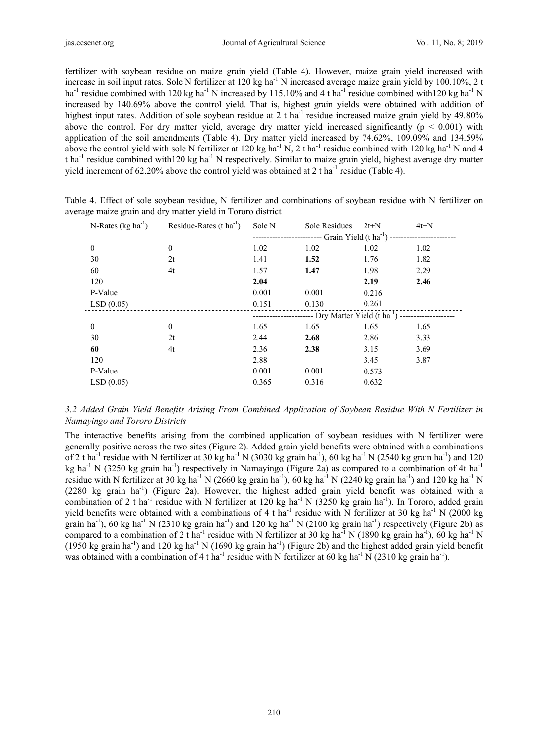fertilizer with soybean residue on maize grain yield (Table 4). However, maize grain yield increased with increase in soil input rates. Sole N fertilizer at 120 kg ha$^{-1}$ N increased average maize grain yield by 100.10%, 2 t ha$^{-1}$ residue combined with 120 kg ha$^{-1}$ N increased by 115.10% and 4 t ha$^{-1}$ residue combined with120 kg ha$^{-1}$ N increased by 140.69% above the control yield. That is, highest grain yields were obtained with addition of highest input rates. Addition of sole soybean residue at 2 t ha$^{-1}$ residue increased maize grain yield by 49.80% above the control. For dry matter yield, average dry matter yield increased significantly ($p < 0.001$) with application of the soil amendments (Table 4). Dry matter yield increased by 74.62%, 109.09% and 134.59% above the control yield with sole N fertilizer at 120 kg ha$^{-1}$ N, 2 t ha$^{-1}$ residue combined with 120 kg ha$^{-1}$ N and 4 t ha$^{-1}$ residue combined with120 kg ha$^{-1}$ N respectively. Similar to maize grain yield, highest average dry matter yield increment of 62.20% above the control yield was obtained at 2 t ha$^{-1}$ residue (Table 4).

Table 4. Effect of sole soybean residue, N fertilizer and combinations of soybean residue with N fertilizer on average maize grain and dry matter yield in Tororo district

| N-Rates (kg ha$^{-1}$) | Residue-Rates (t ha$^{-1}$) | Sole N | Sole Residues | 2t+N | 4t+N |
|---|---|---|---|---|---|
| | | Grain Yield (t ha$^{-1}$) | | | |
| 0 | 0 | 1.02 | 1.02 | 1.02 | 1.02 |
| 30 | 2t | 1.41 | **1.52** | 1.76 | 1.82 |
| 60 | 4t | 1.57 | **1.47** | 1.98 | 2.29 |
| 120 | | **2.04** | | **2.19** | **2.46** |
| P-Value | | 0.001 | 0.001 | 0.216 | |
| LSD (0.05) | | 0.151 | 0.130 | 0.261 | |
| | | Dry Matter Yield (t ha$^{-1}$) | | | |
| 0 | 0 | 1.65 | 1.65 | 1.65 | 1.65 |
| 30 | 2t | 2.44 | **2.68** | 2.86 | 3.33 |
| **60** | 4t | 2.36 | **2.38** | 3.15 | 3.69 |
| 120 | | 2.88 | | 3.45 | 3.87 |
| P-Value | | 0.001 | 0.001 | 0.573 | |
| LSD (0.05) | | 0.365 | 0.316 | 0.632 | |

### *3.2 Added Grain Yield Benefits Arising From Combined Application of Soybean Residue With N Fertilizer in Namayingo and Tororo Districts*

The interactive benefits arising from the combined application of soybean residues with N fertilizer were generally positive across the two sites (Figure 2). Added grain yield benefits were obtained with a combinations of 2 t ha$^{-1}$ residue with N fertilizer at 30 kg ha$^{-1}$ N (3030 kg grain ha$^{-1}$), 60 kg ha$^{-1}$ N (2540 kg grain ha$^{-1}$) and 120 kg ha$^{-1}$ N (3250 kg grain ha$^{-1}$) respectively in Namayingo (Figure 2a) as compared to a combination of 4t ha$^{-1}$ residue with N fertilizer at 30 kg ha$^{-1}$ N (2660 kg grain ha$^{-1}$), 60 kg ha$^{-1}$ N (2240 kg grain ha$^{-1}$) and 120 kg ha$^{-1}$ N (2280 kg grain ha$^{-1}$) (Figure 2a). However, the highest added grain yield benefit was obtained with a combination of 2 t ha$^{-1}$ residue with N fertilizer at 120 kg ha$^{-1}$ N (3250 kg grain ha$^{-1}$). In Tororo, added grain yield benefits were obtained with a combinations of 4 t ha$^{-1}$ residue with N fertilizer at 30 kg ha$^{-1}$ N (2000 kg grain ha$^{-1}$), 60 kg ha$^{-1}$ N (2310 kg grain ha$^{-1}$) and 120 kg ha$^{-1}$ N (2100 kg grain ha$^{-1}$) respectively (Figure 2b) as compared to a combination of 2 t ha$^{-1}$ residue with N fertilizer at 30 kg ha$^{-1}$ N (1890 kg grain ha$^{-1}$), 60 kg ha$^{-1}$ N (1950 kg grain ha$^{-1}$) and 120 kg ha$^{-1}$ N (1690 kg grain ha$^{-1}$) (Figure 2b) and the highest added grain yield benefit was obtained with a combination of 4 t ha$^{-1}$ residue with N fertilizer at 60 kg ha$^{-1}$ N (2310 kg grain ha$^{-1}$).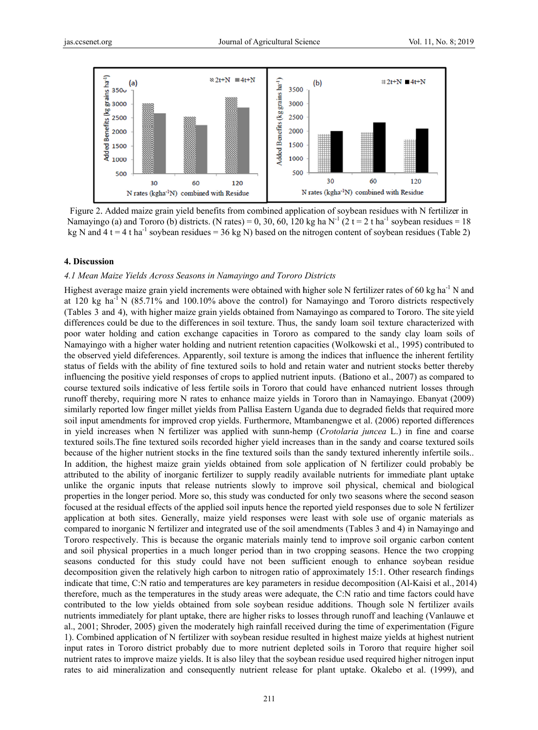Figure 2. Added maize grain yield benefits from combined application of soybean residues with N fertilizer in Namayingo (a) and Tororo (b) districts. (N rates) = 0, 30, 60, 120 kg ha N$^{-1}$ (2 t = 2 t ha$^{-1}$ soybean residues = 18 kg N and 4 t = 4 t ha$^{-1}$ soybean residues = 36 kg N) based on the nitrogen content of soybean residues (Table 2)

## 4. Discussion

### *4.1 Mean Maize Yields Across Seasons in Namayingo and Tororo Districts*

Highest average maize grain yield increments were obtained with higher sole N fertilizer rates of 60 kg ha$^{-1}$ N and at 120 kg ha$^{-1}$ N (85.71% and 100.10% above the control) for Namayingo and Tororo districts respectively (Tables 3 and 4), with higher maize grain yields obtained from Namayingo as compared to Tororo. The site yield differences could be due to the differences in soil texture. Thus, the sandy loam soil texture characterized with poor water holding and cation exchange capacities in Tororo as compared to the sandy clay loam soils of Namayingo with a higher water holding and nutrient retention capacities (Wolkowski et al., 1995) contributed to the observed yield difeferences. Apparently, soil texture is among the indices that influence the inherent fertility status of fields with the ability of fine textured soils to hold and retain water and nutrient stocks better thereby influencing the positive yield responses of crops to applied nutrient inputs. (Bationo et al., 2007) as compared to course textured soils indicative of less fertile soils in Tororo that could have enhanced nutrient losses through runoff thereby, requiring more N rates to enhance maize yields in Tororo than in Namayingo. Ebanyat (2009) similarly reported low finger millet yields from Pallisa Eastern Uganda due to degraded fields that required more soil input amendments for improved crop yields. Furthermore, Mtambanengwe et al. (2006) reported differences in yield increases when N fertilizer was applied with sunn-hemp (*Crotolaria juncea* L.) in fine and coarse textured soils.The fine textured soils recorded higher yield increases than in the sandy and coarse textured soils because of the higher nutrient stocks in the fine textured soils than the sandy textured inherently infertile soils.. In addition, the highest maize grain yields obtained from sole application of N fertilizer could probably be attributed to the ability of inorganic fertilizer to supply readily available nutrients for immediate plant uptake unlike the organic inputs that release nutrients slowly to improve soil physical, chemical and biological properties in the longer period. More so, this study was conducted for only two seasons where the second season focused at the residual effects of the applied soil inputs hence the reported yield responses due to sole N fertilizer application at both sites. Generally, maize yield responses were least with sole use of organic materials as compared to inorganic N fertilizer and integrated use of the soil amendments (Tables 3 and 4) in Namayingo and Tororo respectively. This is because the organic materials mainly tend to improve soil organic carbon content and soil physical properties in a much longer period than in two cropping seasons. Hence the two cropping seasons conducted for this study could have not been sufficient enough to enhance soybean residue decomposition given the relatively high carbon to nitrogen ratio of approximately 15:1. Other research findings indicate that time, C:N ratio and temperatures are key parameters in residue decomposition (Al-Kaisi et al., 2014) therefore, much as the temperatures in the study areas were adequate, the C:N ratio and time factors could have contributed to the low yields obtained from sole soybean residue additions. Though sole N fertilizer avails nutrients immediately for plant uptake, there are higher risks to losses through runoff and leaching (Vanlauwe et al., 2001; Shroder, 2005) given the moderately high rainfall received during the time of experimentation (Figure 1). Combined application of N fertilizer with soybean residue resulted in highest maize yields at highest nutrient input rates in Tororo district probably due to more nutrient depleted soils in Tororo that require higher soil nutrient rates to improve maize yields. It is also liley that the soybean residue used required higher nitrogen input rates to aid mineralization and consequently nutrient release for plant uptake. Okalebo et al. (1999), and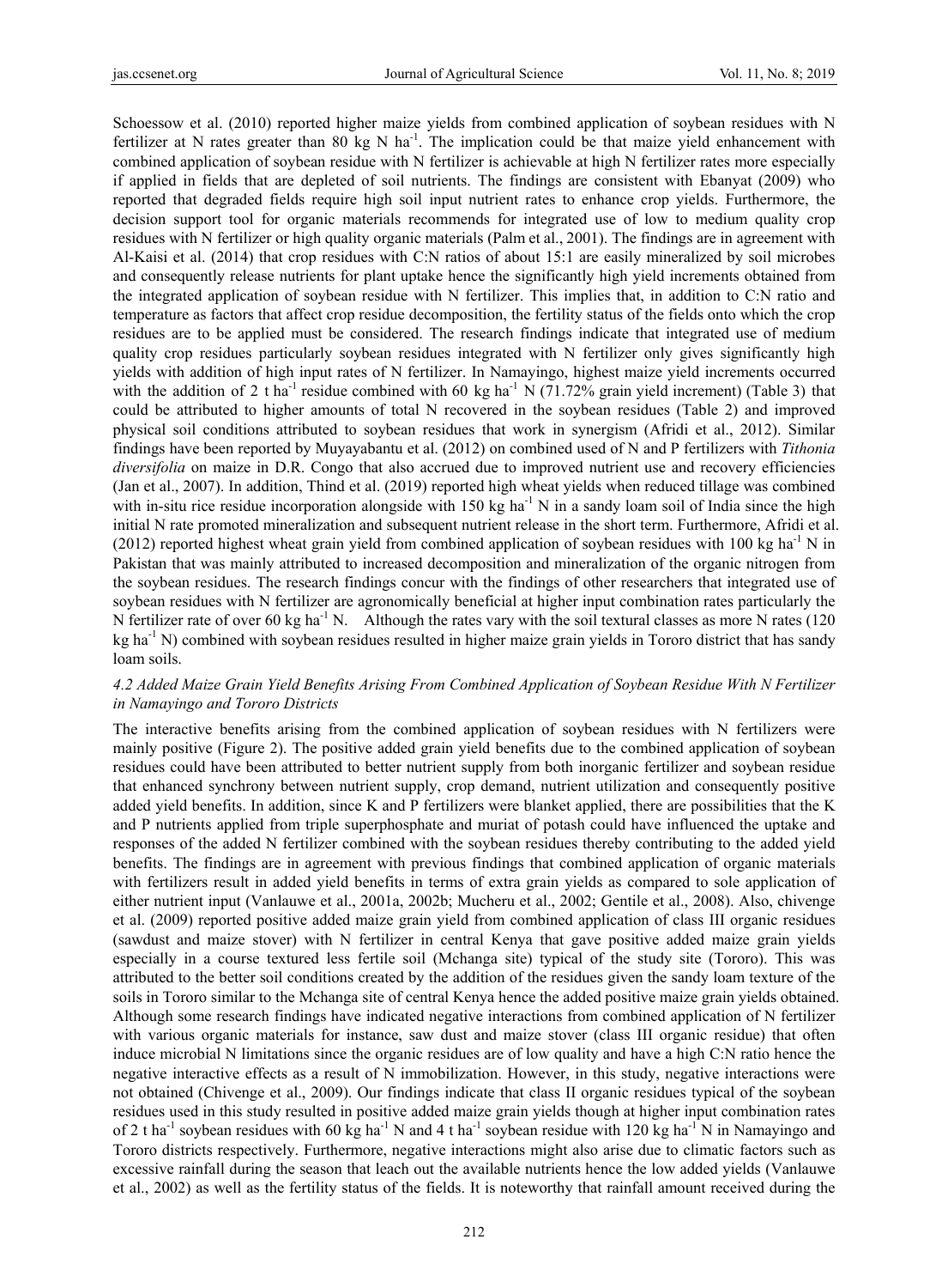Schoessow et al. (2010) reported higher maize yields from combined application of soybean residues with N fertilizer at N rates greater than 80 kg N ha$^{-1}$. The implication could be that maize yield enhancement with combined application of soybean residue with N fertilizer is achievable at high N fertilizer rates more especially if applied in fields that are depleted of soil nutrients. The findings are consistent with Ebanyat (2009) who reported that degraded fields require high soil input nutrient rates to enhance crop yields. Furthermore, the decision support tool for organic materials recommends for integrated use of low to medium quality crop residues with N fertilizer or high quality organic materials (Palm et al., 2001). The findings are in agreement with Al-Kaisi et al. (2014) that crop residues with C:N ratios of about 15:1 are easily mineralized by soil microbes and consequently release nutrients for plant uptake hence the significantly high yield increments obtained from the integrated application of soybean residue with N fertilizer. This implies that, in addition to C:N ratio and temperature as factors that affect crop residue decomposition, the fertility status of the fields onto which the crop residues are to be applied must be considered. The research findings indicate that integrated use of medium quality crop residues particularly soybean residues integrated with N fertilizer only gives significantly high yields with addition of high input rates of N fertilizer. In Namayingo, highest maize yield increments occurred with the addition of 2 t ha$^{-1}$ residue combined with 60 kg ha$^{-1}$ N (71.72% grain yield increment) (Table 3) that could be attributed to higher amounts of total N recovered in the soybean residues (Table 2) and improved physical soil conditions attributed to soybean residues that work in synergism (Afridi et al., 2012). Similar findings have been reported by Muyayabantu et al. (2012) on combined used of N and P fertilizers with *Tithonia diversifolia* on maize in D.R. Congo that also accrued due to improved nutrient use and recovery efficiencies (Jan et al., 2007). In addition, Thind et al. (2019) reported high wheat yields when reduced tillage was combined with in-situ rice residue incorporation alongside with 150 kg ha$^{-1}$ N in a sandy loam soil of India since the high initial N rate promoted mineralization and subsequent nutrient release in the short term. Furthermore, Afridi et al. (2012) reported highest wheat grain yield from combined application of soybean residues with 100 kg ha$^{-1}$ N in Pakistan that was mainly attributed to increased decomposition and mineralization of the organic nitrogen from the soybean residues. The research findings concur with the findings of other researchers that integrated use of soybean residues with N fertilizer are agronomically beneficial at higher input combination rates particularly the N fertilizer rate of over 60 kg ha$^{-1}$ N. Although the rates vary with the soil textural classes as more N rates (120 kg ha$^{-1}$ N) combined with soybean residues resulted in higher maize grain yields in Tororo district that has sandy loam soils.

### *4.2 Added Maize Grain Yield Benefits Arising From Combined Application of Soybean Residue With N Fertilizer in Namayingo and Tororo Districts*

The interactive benefits arising from the combined application of soybean residues with N fertilizers were mainly positive (Figure 2). The positive added grain yield benefits due to the combined application of soybean residues could have been attributed to better nutrient supply from both inorganic fertilizer and soybean residue that enhanced synchrony between nutrient supply, crop demand, nutrient utilization and consequently positive added yield benefits. In addition, since K and P fertilizers were blanket applied, there are possibilities that the K and P nutrients applied from triple superphosphate and muriat of potash could have influenced the uptake and responses of the added N fertilizer combined with the soybean residues thereby contributing to the added yield benefits. The findings are in agreement with previous findings that combined application of organic materials with fertilizers result in added yield benefits in terms of extra grain yields as compared to sole application of either nutrient input (Vanlauwe et al., 2001a, 2002b; Mucheru et al., 2002; Gentile et al., 2008). Also, chivenge et al. (2009) reported positive added maize grain yield from combined application of class III organic residues (sawdust and maize stover) with N fertilizer in central Kenya that gave positive added maize grain yields especially in a course textured less fertile soil (Mchanga site) typical of the study site (Tororo). This was attributed to the better soil conditions created by the addition of the residues given the sandy loam texture of the soils in Tororo similar to the Mchanga site of central Kenya hence the added positive maize grain yields obtained. Although some research findings have indicated negative interactions from combined application of N fertilizer with various organic materials for instance, saw dust and maize stover (class III organic residue) that often induce microbial N limitations since the organic residues are of low quality and have a high C:N ratio hence the negative interactive effects as a result of N immobilization. However, in this study, negative interactions were not obtained (Chivenge et al., 2009). Our findings indicate that class II organic residues typical of the soybean residues used in this study resulted in positive added maize grain yields though at higher input combination rates of 2 t ha$^{-1}$ soybean residues with 60 kg ha$^{-1}$ N and 4 t ha$^{-1}$ soybean residue with 120 kg ha$^{-1}$ N in Namayingo and Tororo districts respectively. Furthermore, negative interactions might also arise due to climatic factors such as excessive rainfall during the season that leach out the available nutrients hence the low added yields (Vanlauwe et al., 2002) as well as the fertility status of the fields. It is noteworthy that rainfall amount received during the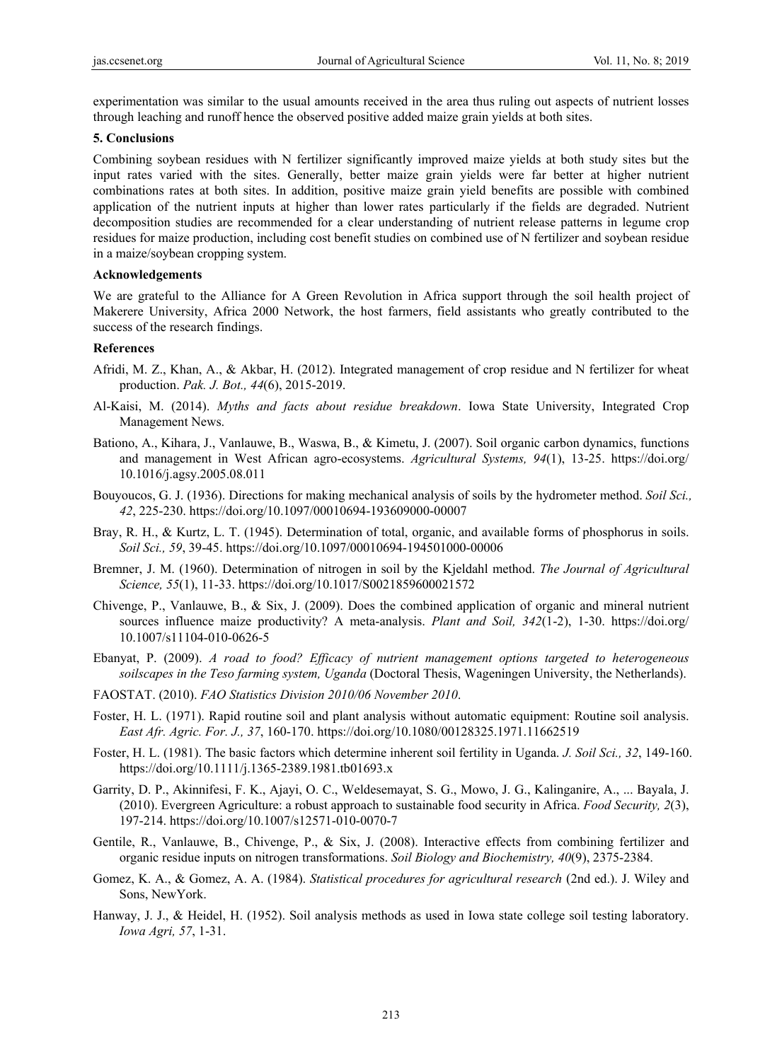experimentation was similar to the usual amounts received in the area thus ruling out aspects of nutrient losses through leaching and runoff hence the observed positive added maize grain yields at both sites.

## 5. Conclusions

Combining soybean residues with N fertilizer significantly improved maize yields at both study sites but the input rates varied with the sites. Generally, better maize grain yields were far better at higher nutrient combinations rates at both sites. In addition, positive maize grain yield benefits are possible with combined application of the nutrient inputs at higher than lower rates particularly if the fields are degraded. Nutrient decomposition studies are recommended for a clear understanding of nutrient release patterns in legume crop residues for maize production, including cost benefit studies on combined use of N fertilizer and soybean residue in a maize/soybean cropping system.

## Acknowledgements

We are grateful to the Alliance for A Green Revolution in Africa support through the soil health project of Makerere University, Africa 2000 Network, the host farmers, field assistants who greatly contributed to the success of the research findings.

## References

Afridi, M. Z., Khan, A., & Akbar, H. (2012). Integrated management of crop residue and N fertilizer for wheat production. *Pak. J. Bot., 44*(6), 2015-2019.

Al-Kaisi, M. (2014). *Myths and facts about residue breakdown*. Iowa State University, Integrated Crop Management News.

Bationo, A., Kihara, J., Vanlauwe, B., Waswa, B., & Kimetu, J. (2007). Soil organic carbon dynamics, functions and management in West African agro-ecosystems. *Agricultural Systems, 94*(1), 13-25. https://doi.org/10.1016/j.agsy.2005.08.011

Bouyoucos, G. J. (1936). Directions for making mechanical analysis of soils by the hydrometer method. *Soil Sci., 42*, 225-230. https://doi.org/10.1097/00010694-193609000-00007

Bray, R. H., & Kurtz, L. T. (1945). Determination of total, organic, and available forms of phosphorus in soils. *Soil Sci., 59*, 39-45. https://doi.org/10.1097/00010694-194501000-00006

Bremner, J. M. (1960). Determination of nitrogen in soil by the Kjeldahl method. *The Journal of Agricultural Science, 55*(1), 11-33. https://doi.org/10.1017/S0021859600021572

Chivenge, P., Vanlauwe, B., & Six, J. (2009). Does the combined application of organic and mineral nutrient sources influence maize productivity? A meta-analysis. *Plant and Soil, 342*(1-2), 1-30. https://doi.org/10.1007/s11104-010-0626-5

Ebanyat, P. (2009). *A road to food? Efficacy of nutrient management options targeted to heterogeneous soilscapes in the Teso farming system, Uganda* (Doctoral Thesis, Wageningen University, the Netherlands).

FAOSTAT. (2010). *FAO Statistics Division 2010/06 November 2010*.

Foster, H. L. (1971). Rapid routine soil and plant analysis without automatic equipment: Routine soil analysis. *East Afr. Agric. For. J., 37*, 160-170. https://doi.org/10.1080/00128325.1971.11662519

Foster, H. L. (1981). The basic factors which determine inherent soil fertility in Uganda. *J. Soil Sci., 32*, 149-160. https://doi.org/10.1111/j.1365-2389.1981.tb01693.x

Garrity, D. P., Akinnifesi, F. K., Ajayi, O. C., Weldesemayat, S. G., Mowo, J. G., Kalinganire, A., ... Bayala, J. (2010). Evergreen Agriculture: a robust approach to sustainable food security in Africa. *Food Security, 2*(3), 197-214. https://doi.org/10.1007/s12571-010-0070-7

Gentile, R., Vanlauwe, B., Chivenge, P., & Six, J. (2008). Interactive effects from combining fertilizer and organic residue inputs on nitrogen transformations. *Soil Biology and Biochemistry, 40*(9), 2375-2384.

Gomez, K. A., & Gomez, A. A. (1984). *Statistical procedures for agricultural research* (2nd ed.). J. Wiley and Sons, NewYork.

Hanway, J. J., & Heidel, H. (1952). Soil analysis methods as used in Iowa state college soil testing laboratory. *Iowa Agri, 57*, 1-31.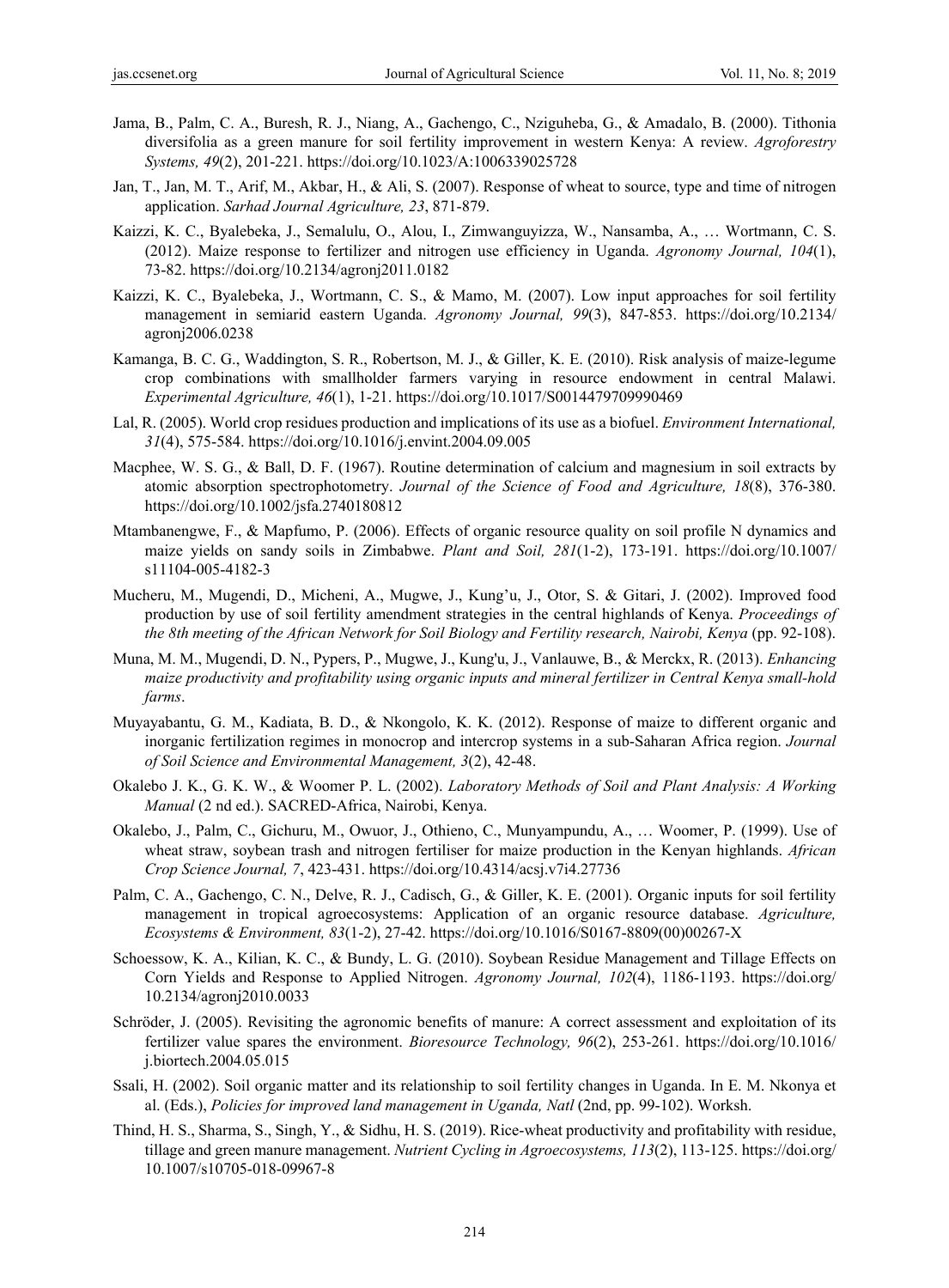Jama, B., Palm, C. A., Buresh, R. J., Niang, A., Gachengo, C., Nziguheba, G., & Amadalo, B. (2000). Tithonia diversifolia as a green manure for soil fertility improvement in western Kenya: A review. *Agroforestry Systems, 49*(2), 201-221. https://doi.org/10.1023/A:1006339025728

Jan, T., Jan, M. T., Arif, M., Akbar, H., & Ali, S. (2007). Response of wheat to source, type and time of nitrogen application. *Sarhad Journal Agriculture, 23*, 871-879.

Kaizzi, K. C., Byalebeka, J., Semalulu, O., Alou, I., Zimwanguyizza, W., Nansamba, A., … Wortmann, C. S. (2012). Maize response to fertilizer and nitrogen use efficiency in Uganda. *Agronomy Journal, 104*(1), 73-82. https://doi.org/10.2134/agronj2011.0182

Kaizzi, K. C., Byalebeka, J., Wortmann, C. S., & Mamo, M. (2007). Low input approaches for soil fertility management in semiarid eastern Uganda. *Agronomy Journal, 99*(3), 847-853. https://doi.org/10.2134/agronj2006.0238

Kamanga, B. C. G., Waddington, S. R., Robertson, M. J., & Giller, K. E. (2010). Risk analysis of maize-legume crop combinations with smallholder farmers varying in resource endowment in central Malawi. *Experimental Agriculture, 46*(1), 1-21. https://doi.org/10.1017/S0014479709990469

Lal, R. (2005). World crop residues production and implications of its use as a biofuel. *Environment International, 31*(4), 575-584. https://doi.org/10.1016/j.envint.2004.09.005

Macphee, W. S. G., & Ball, D. F. (1967). Routine determination of calcium and magnesium in soil extracts by atomic absorption spectrophotometry. *Journal of the Science of Food and Agriculture, 18*(8), 376-380. https://doi.org/10.1002/jsfa.2740180812

Mtambanengwe, F., & Mapfumo, P. (2006). Effects of organic resource quality on soil profile N dynamics and maize yields on sandy soils in Zimbabwe. *Plant and Soil, 281*(1-2), 173-191. https://doi.org/10.1007/s11104-005-4182-3

Mucheru, M., Mugendi, D., Micheni, A., Mugwe, J., Kung'u, J., Otor, S. & Gitari, J. (2002). Improved food production by use of soil fertility amendment strategies in the central highlands of Kenya. *Proceedings of the 8th meeting of the African Network for Soil Biology and Fertility research, Nairobi, Kenya* (pp. 92-108).

Muna, M. M., Mugendi, D. N., Pypers, P., Mugwe, J., Kung'u, J., Vanlauwe, B., & Merckx, R. (2013). *Enhancing maize productivity and profitability using organic inputs and mineral fertilizer in Central Kenya small-hold farms*.

Muyayabantu, G. M., Kadiata, B. D., & Nkongolo, K. K. (2012). Response of maize to different organic and inorganic fertilization regimes in monocrop and intercrop systems in a sub-Saharan Africa region. *Journal of Soil Science and Environmental Management, 3*(2), 42-48.

Okalebo J. K., G. K. W., & Woomer P. L. (2002). *Laboratory Methods of Soil and Plant Analysis: A Working Manual* (2 nd ed.). SACRED-Africa, Nairobi, Kenya.

Okalebo, J., Palm, C., Gichuru, M., Owuor, J., Othieno, C., Munyampundu, A., … Woomer, P. (1999). Use of wheat straw, soybean trash and nitrogen fertiliser for maize production in the Kenyan highlands. *African Crop Science Journal, 7*, 423-431. https://doi.org/10.4314/acsj.v7i4.27736

Palm, C. A., Gachengo, C. N., Delve, R. J., Cadisch, G., & Giller, K. E. (2001). Organic inputs for soil fertility management in tropical agroecosystems: Application of an organic resource database. *Agriculture, Ecosystems & Environment, 83*(1-2), 27-42. https://doi.org/10.1016/S0167-8809(00)00267-X

Schoessow, K. A., Kilian, K. C., & Bundy, L. G. (2010). Soybean Residue Management and Tillage Effects on Corn Yields and Response to Applied Nitrogen. *Agronomy Journal, 102*(4), 1186-1193. https://doi.org/10.2134/agronj2010.0033

Schröder, J. (2005). Revisiting the agronomic benefits of manure: A correct assessment and exploitation of its fertilizer value spares the environment. *Bioresource Technology, 96*(2), 253-261. https://doi.org/10.1016/j.biortech.2004.05.015

Ssali, H. (2002). Soil organic matter and its relationship to soil fertility changes in Uganda. In E. M. Nkonya et al. (Eds.), *Policies for improved land management in Uganda, Natl* (2nd, pp. 99-102). Worksh.

Thind, H. S., Sharma, S., Singh, Y., & Sidhu, H. S. (2019). Rice-wheat productivity and profitability with residue, tillage and green manure management. *Nutrient Cycling in Agroecosystems, 113*(2), 113-125. https://doi.org/10.1007/s10705-018-09967-8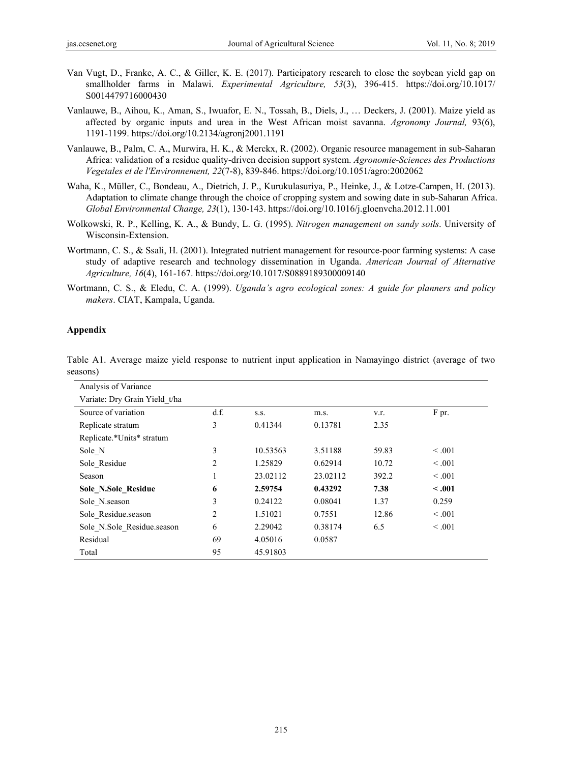Van Vugt, D., Franke, A. C., & Giller, K. E. (2017). Participatory research to close the soybean yield gap on smallholder farms in Malawi. *Experimental Agriculture, 53*(3), 396-415. https://doi.org/10.1017/S0014479716000430

Vanlauwe, B., Aihou, K., Aman, S., Iwuafor, E. N., Tossah, B., Diels, J., … Deckers, J. (2001). Maize yield as affected by organic inputs and urea in the West African moist savanna. *Agronomy Journal,* 93(6), 1191-1199. https://doi.org/10.2134/agronj2001.1191

Vanlauwe, B., Palm, C. A., Murwira, H. K., & Merckx, R. (2002). Organic resource management in sub-Saharan Africa: validation of a residue quality-driven decision support system. *Agronomie-Sciences des Productions Vegetales et de l'Environnement, 22*(7-8), 839-846. https://doi.org/10.1051/agro:2002062

Waha, K., Müller, C., Bondeau, A., Dietrich, J. P., Kurukulasuriya, P., Heinke, J., & Lotze-Campen, H. (2013). Adaptation to climate change through the choice of cropping system and sowing date in sub-Saharan Africa. *Global Environmental Change, 23*(1), 130-143. https://doi.org/10.1016/j.gloenvcha.2012.11.001

Wolkowski, R. P., Kelling, K. A., & Bundy, L. G. (1995). *Nitrogen management on sandy soils*. University of Wisconsin-Extension.

Wortmann, C. S., & Ssali, H. (2001). Integrated nutrient management for resource-poor farming systems: A case study of adaptive research and technology dissemination in Uganda. *American Journal of Alternative Agriculture, 16*(4), 161-167. https://doi.org/10.1017/S0889189300009140

Wortmann, C. S., & Eledu, C. A. (1999). *Uganda's agro ecological zones: A guide for planners and policy makers*. CIAT, Kampala, Uganda.

## Appendix

Table A1. Average maize yield response to nutrient input application in Namayingo district (average of two seasons)

| Analysis of Variance | | | | | |
|---|---|---|---|---|---|
| Variate: Dry Grain Yield_t/ha | | | | | |
| Source of variation | d.f. | s.s. | m.s. | v.r. | F pr. |
| Replicate stratum | 3 | 0.41344 | 0.13781 | 2.35 | |
| Replicate.*Units* stratum | | | | | |
| Sole_N | 3 | 10.53563 | 3.51188 | 59.83 | < .001 |
| Sole_Residue | 2 | 1.25829 | 0.62914 | 10.72 | < .001 |
| Season | 1 | 23.02112 | 23.02112 | 392.2 | < .001 |
| **Sole_N.Sole_Residue** | **6** | **2.59754** | **0.43292** | **7.38** | **< .001** |
| Sole_N.season | 3 | 0.24122 | 0.08041 | 1.37 | 0.259 |
| Sole_Residue.season | 2 | 1.51021 | 0.7551 | 12.86 | < .001 |
| Sole_N.Sole_Residue.season | 6 | 2.29042 | 0.38174 | 6.5 | < .001 |
| Residual | 69 | 4.05016 | 0.0587 | | |
| Total | 95 | 45.91803 | | | |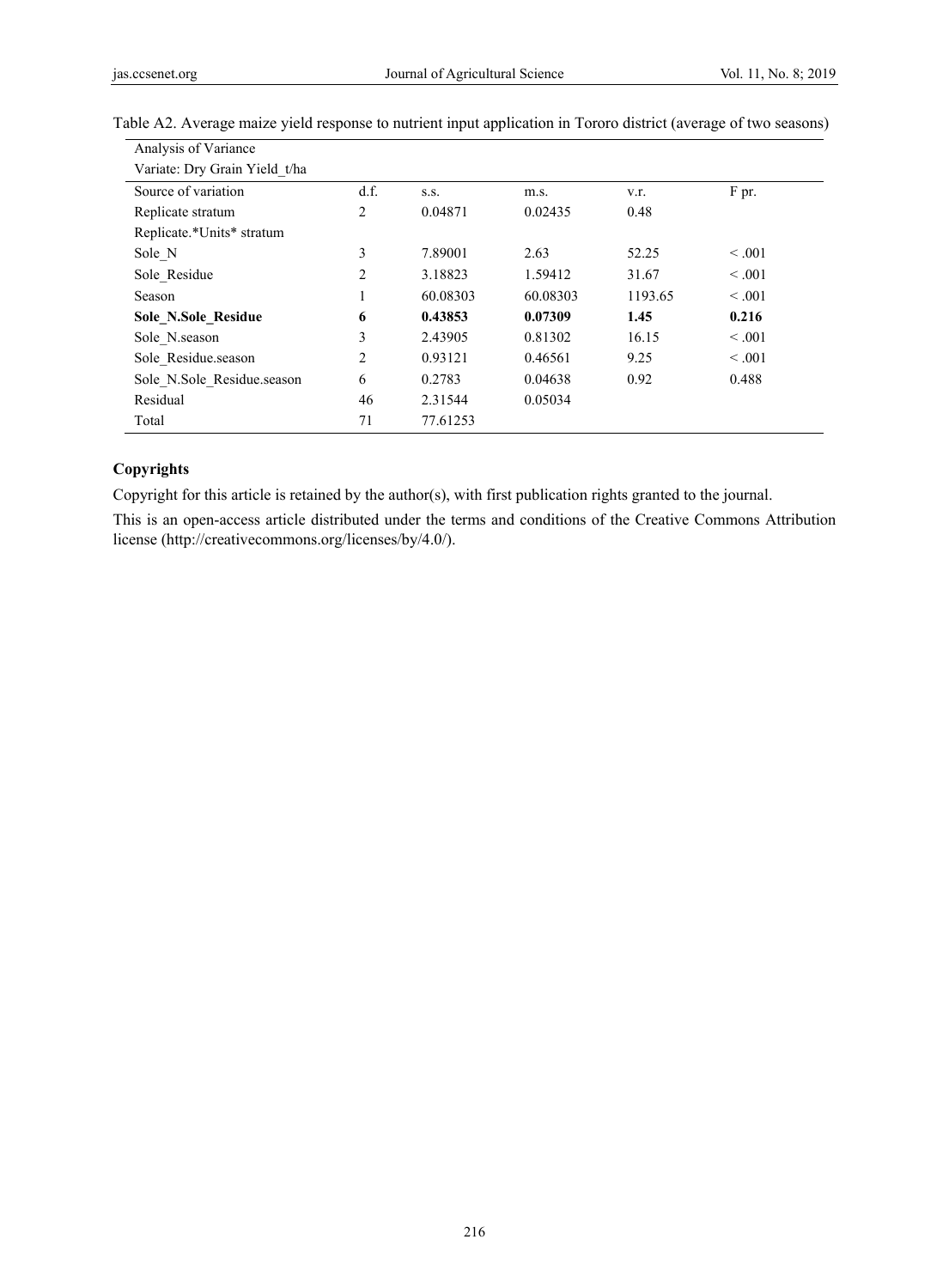Table A2. Average maize yield response to nutrient input application in Tororo district (average of two seasons)

| Analysis of Variance | | | | | |
|---|---|---|---|---|---|
| Variate: Dry Grain Yield_t/ha | | | | | |
| Source of variation | d.f. | s.s. | m.s. | v.r. | F pr. |
| Replicate stratum | 2 | 0.04871 | 0.02435 | 0.48 | |
| Replicate.*Units* stratum | | | | | |
| Sole_N | 3 | 7.89001 | 2.63 | 52.25 | < .001 |
| Sole_Residue | 2 | 3.18823 | 1.59412 | 31.67 | < .001 |
| Season | 1 | 60.08303 | 60.08303 | 1193.65 | < .001 |
| **Sole_N.Sole_Residue** | **6** | **0.43853** | **0.07309** | **1.45** | **0.216** |
| Sole_N.season | 3 | 2.43905 | 0.81302 | 16.15 | < .001 |
| Sole_Residue.season | 2 | 0.93121 | 0.46561 | 9.25 | < .001 |
| Sole_N.Sole_Residue.season | 6 | 0.2783 | 0.04638 | 0.92 | 0.488 |
| Residual | 46 | 2.31544 | 0.05034 | | |
| Total | 71 | 77.61253 | | | |

## Copyrights

Copyright for this article is retained by the author(s), with first publication rights granted to the journal.

This is an open-access article distributed under the terms and conditions of the Creative Commons Attribution license (http://creativecommons.org/licenses/by/4.0/).